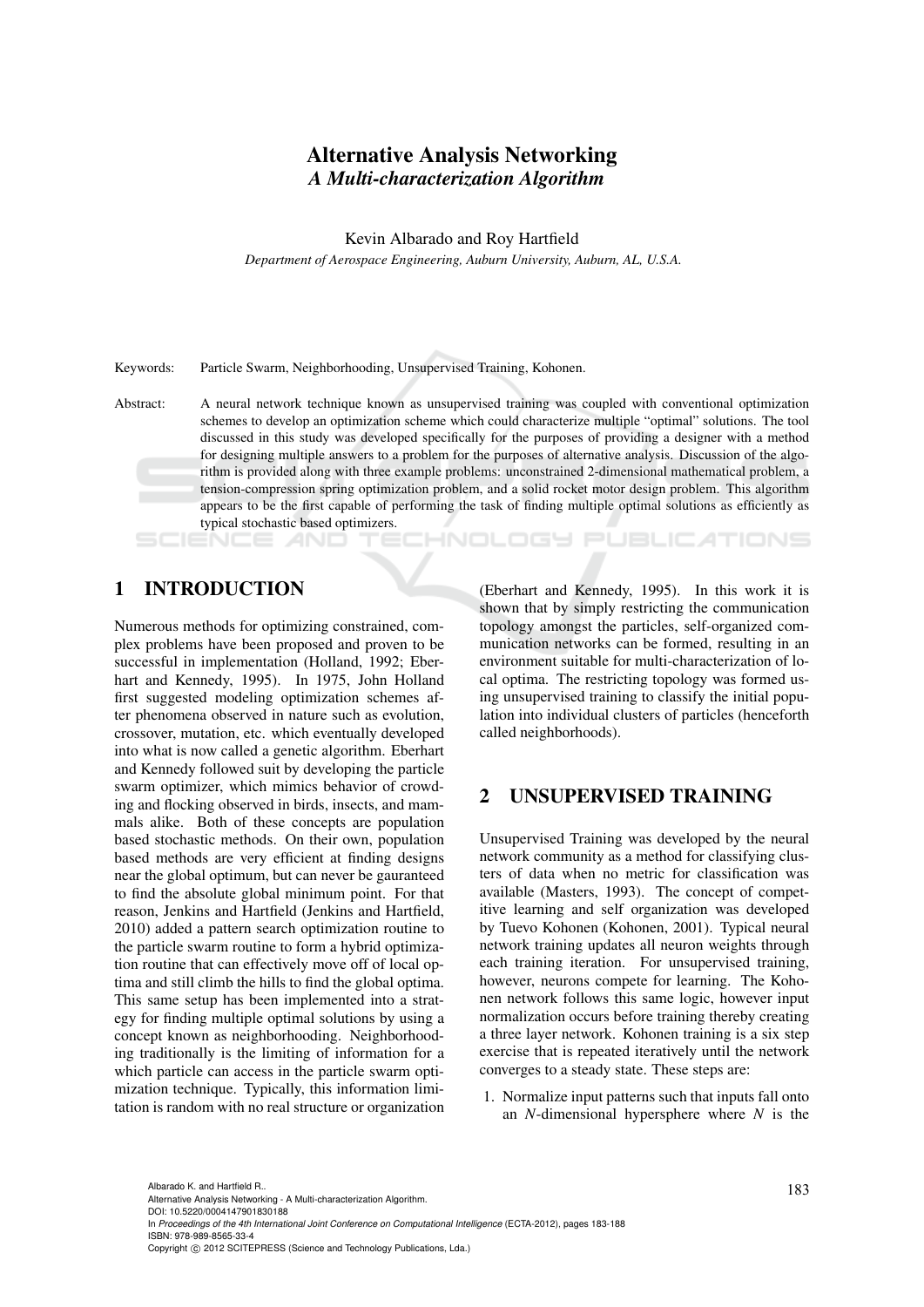# Alternative Analysis Networking
## *A Multi-characterization Algorithm*

Kevin Albarado and Roy Hartfield

*Department of Aerospace Engineering, Auburn University, Auburn, AL, U.S.A.*

Keywords: Particle Swarm, Neighborhooding, Unsupervised Training, Kohonen.

Abstract: A neural network technique known as unsupervised training was coupled with conventional optimization schemes to develop an optimization scheme which could characterize multiple "optimal" solutions. The tool discussed in this study was developed specifically for the purposes of providing a designer with a method for designing multiple answers to a problem for the purposes of alternative analysis. Discussion of the algorithm is provided along with three example problems: unconstrained 2-dimensional mathematical problem, a tension-compression spring optimization problem, and a solid rocket motor design problem. This algorithm appears to be the first capable of performing the task of finding multiple optimal solutions as efficiently as typical stochastic based optimizers.

## 1 INTRODUCTION

Numerous methods for optimizing constrained, complex problems have been proposed and proven to be successful in implementation (Holland, 1992; Eberhart and Kennedy, 1995). In 1975, John Holland first suggested modeling optimization schemes after phenomena observed in nature such as evolution, crossover, mutation, etc. which eventually developed into what is now called a genetic algorithm. Eberhart and Kennedy followed suit by developing the particle swarm optimizer, which mimics behavior of crowding and flocking observed in birds, insects, and mammals alike. Both of these concepts are population based stochastic methods. On their own, population based methods are very efficient at finding designs near the global optimum, but can never be gauranteed to find the absolute global minimum point. For that reason, Jenkins and Hartfield (Jenkins and Hartfield, 2010) added a pattern search optimization routine to the particle swarm routine to form a hybrid optimization routine that can effectively move off of local optima and still climb the hills to find the global optima. This same setup has been implemented into a strategy for finding multiple optimal solutions by using a concept known as neighborhooding. Neighborhooding traditionally is the limiting of information for a which particle can access in the particle swarm optimization technique. Typically, this information limitation is random with no real structure or organization (Eberhart and Kennedy, 1995). In this work it is shown that by simply restricting the communication topology amongst the particles, self-organized communication networks can be formed, resulting in an environment suitable for multi-characterization of local optima. The restricting topology was formed using unsupervised training to classify the initial population into individual clusters of particles (henceforth called neighborhoods).

## 2 UNSUPERVISED TRAINING

Unsupervised Training was developed by the neural network community as a method for classifying clusters of data when no metric for classification was available (Masters, 1993). The concept of competitive learning and self organization was developed by Tuevo Kohonen (Kohonen, 2001). Typical neural network training updates all neuron weights through each training iteration. For unsupervised training, however, neurons compete for learning. The Kohonen network follows this same logic, however input normalization occurs before training thereby creating a three layer network. Kohonen training is a six step exercise that is repeated iteratively until the network converges to a steady state. These steps are:

1. Normalize input patterns such that inputs fall onto an $N$-dimensional hypersphere where $N$ is the

Albarado K. and Hartfield R..
Alternative Analysis Networking - A Multi-characterization Algorithm.
DOI: 10.5220/0004147901830188
In *Proceedings of the 4th International Joint Conference on Computational Intelligence* (ECTA-2012), pages 183-188
ISBN: 978-989-8565-33-4
Copyright © 2012 SCITEPRESS (Science and Technology Publications, Lda.)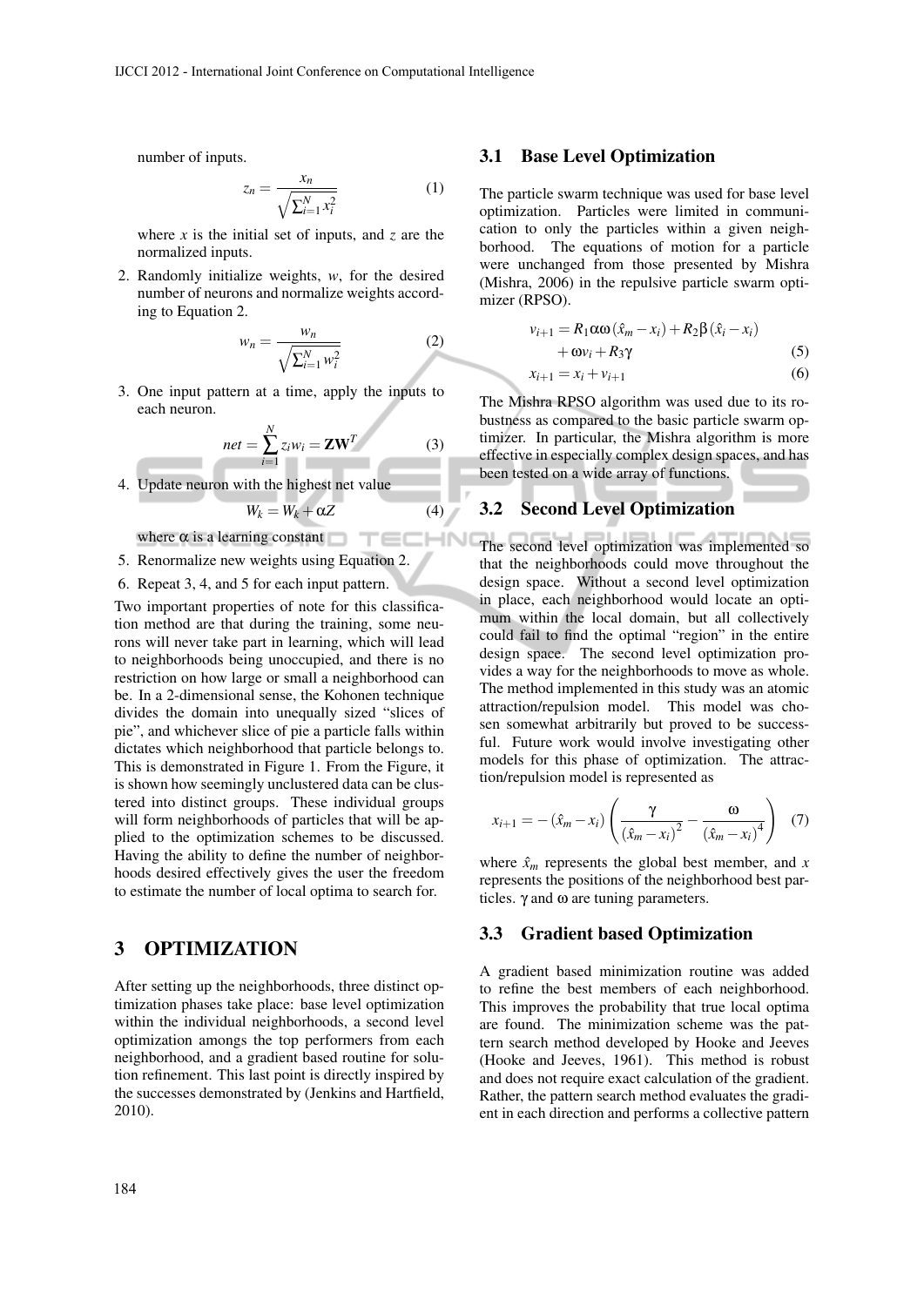number of inputs.

$$z_n = \frac{x_n}{\sqrt{\sum_{i=1}^{N} x_i^2}} \quad (1)$$

where $x$ is the initial set of inputs, and $z$ are the normalized inputs.

2. Randomly initialize weights, $w$, for the desired number of neurons and normalize weights according to Equation 2.

$$w_n = \frac{w_n}{\sqrt{\sum_{i=1}^{N} w_i^2}} \quad (2)$$

3. One input pattern at a time, apply the inputs to each neuron.

$$net = \sum_{i=1}^{N} z_i w_i = \mathbf{Z}\mathbf{W}^T \quad (3)$$

4. Update neuron with the highest net value

$$W_k = W_k + \alpha Z \quad (4)$$

where $\alpha$ is a learning constant

5. Renormalize new weights using Equation 2.
6. Repeat 3, 4, and 5 for each input pattern.

Two important properties of note for this classification method are that during the training, some neurons will never take part in learning, which will lead to neighborhoods being unoccupied, and there is no restriction on how large or small a neighborhood can be. In a 2-dimensional sense, the Kohonen technique divides the domain into unequally sized "slices of pie", and whichever slice of pie a particle falls within dictates which neighborhood that particle belongs to. This is demonstrated in Figure 1. From the Figure, it is shown how seemingly unclustered data can be clustered into distinct groups. These individual groups will form neighborhoods of particles that will be applied to the optimization schemes to be discussed. Having the ability to define the number of neighborhoods desired effectively gives the user the freedom to estimate the number of local optima to search for.

## 3 OPTIMIZATION

After setting up the neighborhoods, three distinct optimization phases take place: base level optimization within the individual neighborhoods, a second level optimization amongs the top performers from each neighborhood, and a gradient based routine for solution refinement. This last point is directly inspired by the successes demonstrated by (Jenkins and Hartfield, 2010).

### 3.1 Base Level Optimization

The particle swarm technique was used for base level optimization. Particles were limited in communication to only the particles within a given neighborhood. The equations of motion for a particle were unchanged from those presented by Mishra (Mishra, 2006) in the repulsive particle swarm optimizer (RPSO).

$$v_{i+1} = R_1\alpha\omega(\hat{x}_m - x_i) + R_2\beta(\hat{x}_i - x_i) + \omega v_i + R_3\gamma \quad (5)$$

$$x_{i+1} = x_i + v_{i+1} \quad (6)$$

The Mishra RPSO algorithm was used due to its robustness as compared to the basic particle swarm optimizer. In particular, the Mishra algorithm is more effective in especially complex design spaces, and has been tested on a wide array of functions.

### 3.2 Second Level Optimization

The second level optimization was implemented so that the neighborhoods could move throughout the design space. Without a second level optimization in place, each neighborhood would locate an optimum within the local domain, but all collectively could fail to find the optimal "region" in the entire design space. The second level optimization provides a way for the neighborhoods to move as whole. The method implemented in this study was an atomic attraction/repulsion model. This model was chosen somewhat arbitrarily but proved to be successful. Future work would involve investigating other models for this phase of optimization. The attraction/repulsion model is represented as

$$x_{i+1} = -(\hat{x}_m - x_i)\left(\frac{\gamma}{(\hat{x}_m - x_i)^2} - \frac{\omega}{(\hat{x}_m - x_i)^4}\right) \quad (7)$$

where $\hat{x}_m$ represents the global best member, and $x$ represents the positions of the neighborhood best particles. $\gamma$ and $\omega$ are tuning parameters.

### 3.3 Gradient based Optimization

A gradient based minimization routine was added to refine the best members of each neighborhood. This improves the probability that true local optima are found. The minimization scheme was the pattern search method developed by Hooke and Jeeves (Hooke and Jeeves, 1961). This method is robust and does not require exact calculation of the gradient. Rather, the pattern search method evaluates the gradient in each direction and performs a collective pattern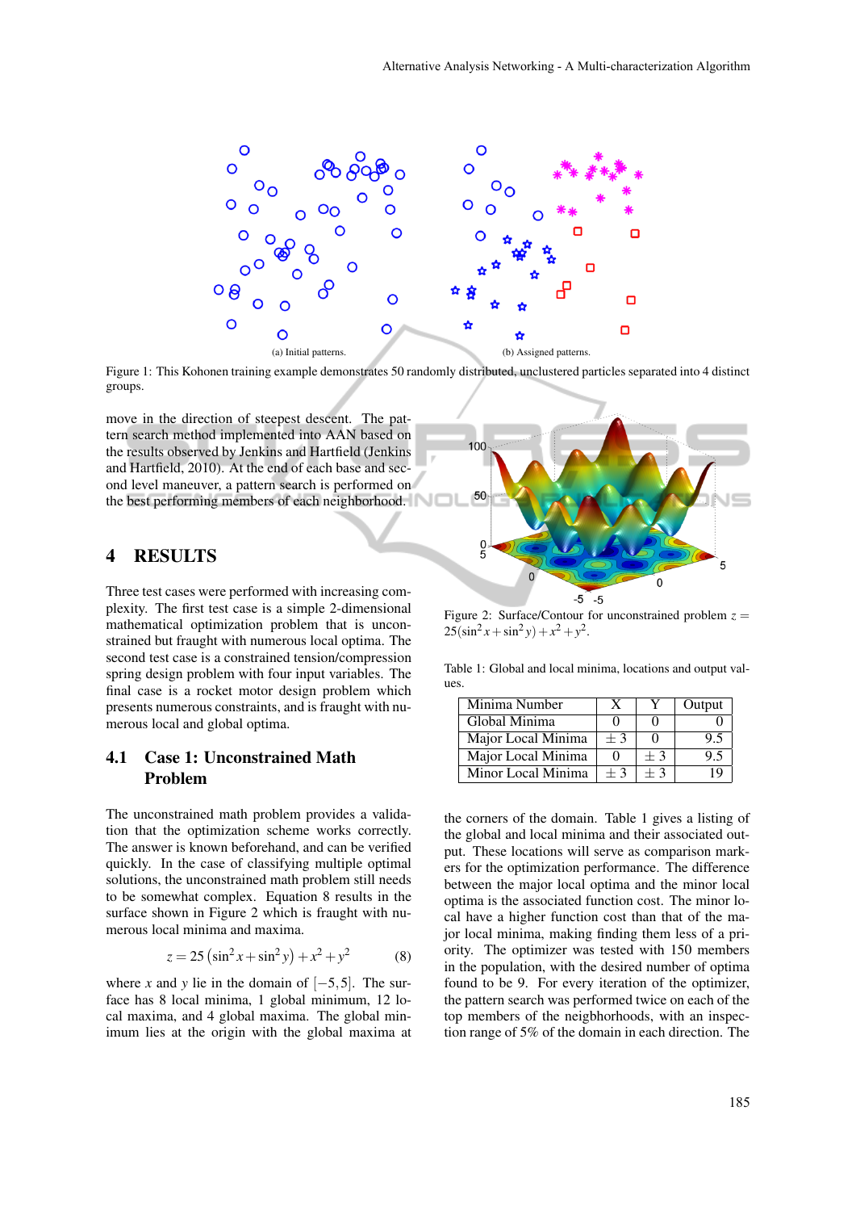(a) Initial patterns.

(b) Assigned patterns.

Figure 1: This Kohonen training example demonstrates 50 randomly distributed, unclustered particles separated into 4 distinct groups.

move in the direction of steepest descent. The pattern search method implemented into AAN based on the results observed by Jenkins and Hartfield (Jenkins and Hartfield, 2010). At the end of each base and second level maneuver, a pattern search is performed on the best performing members of each neighborhood.

## 4 RESULTS

Three test cases were performed with increasing complexity. The first test case is a simple 2-dimensional mathematical optimization problem that is unconstrained but fraught with numerous local optima. The second test case is a constrained tension/compression spring design problem with four input variables. The final case is a rocket motor design problem which presents numerous constraints, and is fraught with numerous local and global optima.

### 4.1 Case 1: Unconstrained Math Problem

The unconstrained math problem provides a validation that the optimization scheme works correctly. The answer is known beforehand, and can be verified quickly. In the case of classifying multiple optimal solutions, the unconstrained math problem still needs to be somewhat complex. Equation 8 results in the surface shown in Figure 2 which is fraught with numerous local minima and maxima.

$$z = 25\left(\sin^2 x + \sin^2 y\right) + x^2 + y^2 \tag{8}$$

where $x$ and $y$ lie in the domain of $[-5, 5]$. The surface has 8 local minima, 1 global minimum, 12 local maxima, and 4 global maxima. The global minimum lies at the origin with the global maxima at the corners of the domain. Table 1 gives a listing of the global and local minima and their associated output. These locations will serve as comparison markers for the optimization performance. The difference between the major local optima and the minor local optima is the associated function cost. The minor local have a higher function cost than that of the major local optima, making finding them less of a priority. The optimizer was tested with 150 members in the population, with the desired number of optima found to be 9. For every iteration of the optimizer, the pattern search was performed twice on each of the top members of the neigbhorhoods, with an inspection range of 5% of the domain in each direction. The

Figure 2: Surface/Contour for unconstrained problem $z = 25(\sin^2 x + \sin^2 y) + x^2 + y^2$.

Table 1: Global and local minima, locations and output values.

| Minima Number | X | Y | Output |
|---|---|---|---|
| Global Minima | 0 | 0 | 0 |
| Major Local Minima | $\pm 3$ | 0 | 9.5 |
| Major Local Minima | 0 | $\pm 3$ | 9.5 |
| Minor Local Minima | $\pm 3$ | $\pm 3$ | 19 |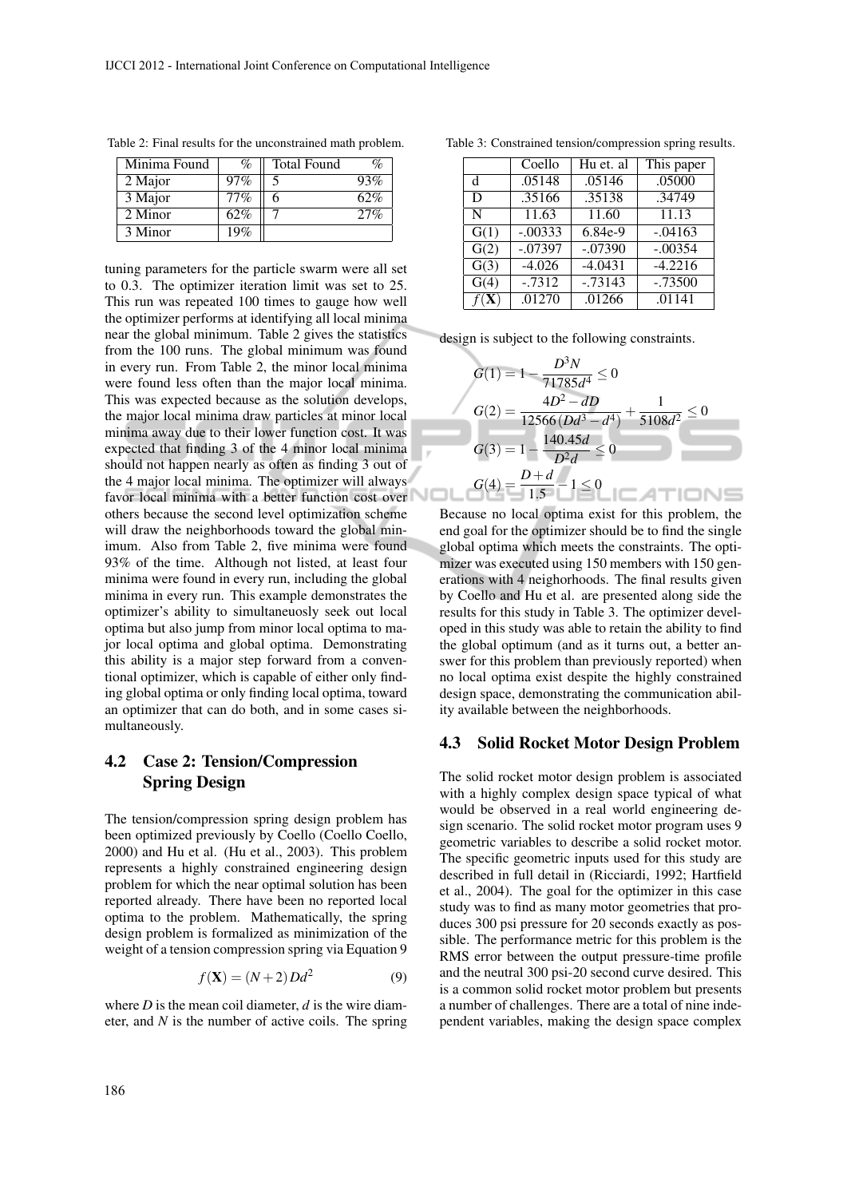Table 2: Final results for the unconstrained math problem.

| Minima Found | % | Total Found | % |
|---|---|---|---|
| 2 Major | 97% | 5 | 93% |
| 3 Major | 77% | 6 | 62% |
| 2 Minor | 62% | 7 | 27% |
| 3 Minor | 19% | | |

tuning parameters for the particle swarm were all set to 0.3. The optimizer iteration limit was set to 25. This run was repeated 100 times to gauge how well the optimizer performs at identifying all local minima near the global minimum. Table 2 gives the statistics from the 100 runs. The global minimum was found in every run. From Table 2, the minor local minima were found less often than the major local minima. This was expected because as the solution develops, the major local minima draw particles at minor local minima away due to their lower function cost. It was expected that finding 3 of the 4 minor local minima should not happen nearly as often as finding 3 out of the 4 major local minima. The optimizer will always favor local minima with a better function cost over others because the second level optimization scheme will draw the neighborhoods toward the global minimum. Also from Table 2, five minima were found 93% of the time. Although not listed, at least four minima were found in every run, including the global minima in every run. This example demonstrates the optimizer's ability to simultaneously seek out local optima but also jump from minor local optima to major local optima and global optima. Demonstrating this ability is a major step forward from a conventional optimizer, which is capable of either only finding global optima or only finding local optima, toward an optimizer that can do both, and in some cases simultaneously.

## 4.2 Case 2: Tension/Compression Spring Design

The tension/compression spring design problem has been optimized previously by Coello (Coello Coello, 2000) and Hu et al. (Hu et al., 2003). This problem represents a highly constrained engineering design problem for which the near optimal solution has been reported already. There have been no reported local optima to the problem. Mathematically, the spring design problem is formalized as minimization of the weight of a tension compression spring via Equation 9

$$f(\mathbf{X}) = (N+2)Dd^2 \tag{9}$$

where $D$ is the mean coil diameter, $d$ is the wire diameter, and $N$ is the number of active coils. The spring design is subject to the following constraints.

Table 3: Constrained tension/compression spring results.

| | Coello | Hu et. al | This paper |
|---|---|---|---|
| d | .05148 | .05146 | .05000 |
| D | .35166 | .35138 | .34749 |
| N | 11.63 | 11.60 | 11.13 |
| G(1) | -.00333 | 6.84e-9 | -.04163 |
| G(2) | -.07397 | -.07390 | -.00354 |
| G(3) | -4.026 | -4.0431 | -4.2216 |
| G(4) | -.7312 | -.73143 | -.73500 |
| $f(\mathbf{X})$ | .01270 | .01266 | .01141 |

$$G(1) = 1 - \frac{D^3 N}{71785 d^4} \leq 0$$

$$G(2) = \frac{4D^2 - dD}{12566\,(Dd^3 - d^4)} + \frac{1}{5108 d^2} \leq 0$$

$$G(3) = 1 - \frac{140.45 d}{D^2 d} \leq 0$$

$$G(4) = \frac{D+d}{1.5} - 1 \leq 0$$

Because no local optima exist for this problem, the end goal for the optimizer should be to find the single global optima which meets the constraints. The optimizer was executed using 150 members with 150 generations with 4 neighorhoods. The final results given by Coello and Hu et al. are presented along side the results for this study in Table 3. The optimizer developed in this study was able to retain the ability to find the global optimum (and as it turns out, a better answer for this problem than previously reported) when no local optima exist despite the highly constrained design space, demonstrating the communication ability available between the neighborhoods.

## 4.3 Solid Rocket Motor Design Problem

The solid rocket motor design problem is associated with a highly complex design space typical of what would be observed in a real world engineering design scenario. The solid rocket motor program uses 9 geometric variables to describe a solid rocket motor. The specific geometric inputs used for this study are described in full detail in (Ricciardi, 1992; Hartfield et al., 2004). The goal for the optimizer in this case study was to find as many motor geometries that produces 300 psi pressure for 20 seconds exactly as possible. The performance metric for this problem is the RMS error between the output pressure-time profile and the neutral 300 psi-20 second curve desired. This is a common solid rocket motor problem but presents a number of challenges. There are a total of nine independent variables, making the design space complex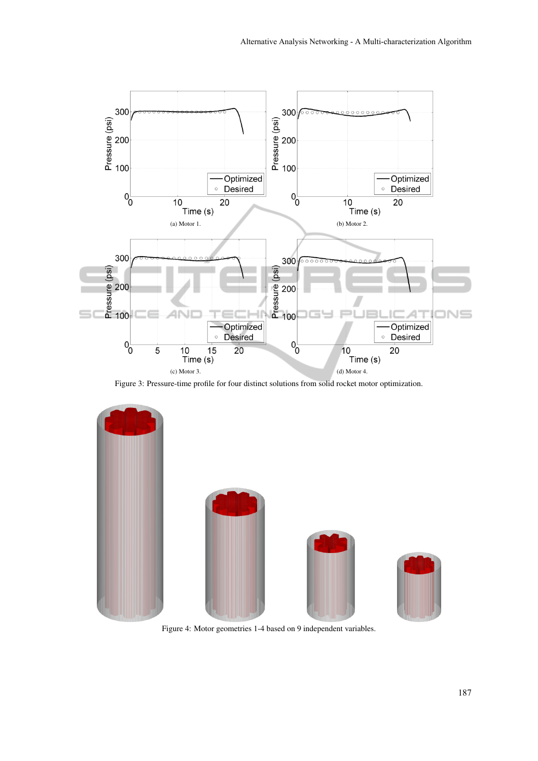(a) Motor 1.

(b) Motor 2.

(c) Motor 3.

(d) Motor 4.

Figure 3: Pressure-time profile for four distinct solutions from solid rocket motor optimization.

Figure 4: Motor geometries 1-4 based on 9 independent variables.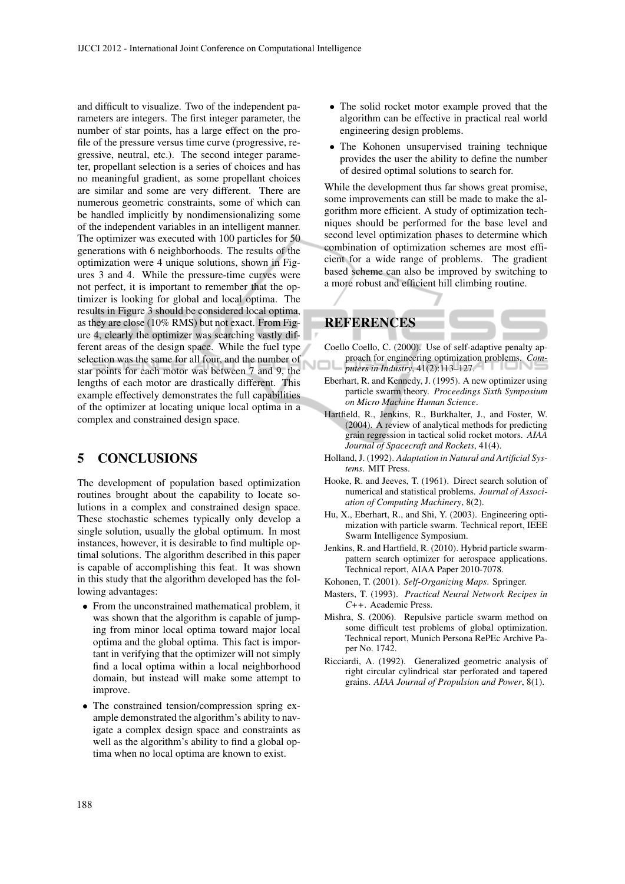and difficult to visualize. Two of the independent parameters are integers. The first integer parameter, the number of star points, has a large effect on the profile of the pressure versus time curve (progressive, regressive, neutral, etc.). The second integer parameter, propellant selection is a series of choices and has no meaningful gradient, as some propellant choices are similar and some are very different. There are numerous geometric constraints, some of which can be handled implicitly by nondimensionalizing some of the independent variables in an intelligent manner. The optimizer was executed with 100 particles for 50 generations with 6 neighborhoods. The results of the optimization were 4 unique solutions, shown in Figures 3 and 4. While the pressure-time curves were not perfect, it is important to remember that the optimizer is looking for global and local optima. The results in Figure 3 should be considered local optima, as they are close (10% RMS) but not exact. From Figure 4, clearly the optimizer was searching vastly different areas of the design space. While the fuel type selection was the same for all four, and the number of star points for each motor was between 7 and 9, the lengths of each motor are drastically different. This example effectively demonstrates the full capabilities of the optimizer at locating unique local optima in a complex and constrained design space.

## 5 CONCLUSIONS

The development of population based optimization routines brought about the capability to locate solutions in a complex and constrained design space. These stochastic schemes typically only develop a single solution, usually the global optimum. In most instances, however, it is desirable to find multiple optimal solutions. The algorithm described in this paper is capable of accomplishing this feat. It was shown in this study that the algorithm developed has the following advantages:

- From the unconstrained mathematical problem, it was shown that the algorithm is capable of jumping from minor local optima toward major local optima and the global optima. This fact is important in verifying that the optimizer will not simply find a local optima within a local neighborhood domain, but instead will make some attempt to improve.
- The constrained tension/compression spring example demonstrated the algorithm's ability to navigate a complex design space and constraints as well as the algorithm's ability to find a global optima when no local optima are known to exist.
- The solid rocket motor example proved that the algorithm can be effective in practical real world engineering design problems.
- The Kohonen unsupervised training technique provides the user the ability to define the number of desired optimal solutions to search for.

While the development thus far shows great promise, some improvements can still be made to make the algorithm more efficient. A study of optimization techniques should be performed for the base level and second level optimization phases to determine which combination of optimization schemes are most efficient for a wide range of problems. The gradient based scheme can also be improved by switching to a more robust and efficient hill climbing routine.

## REFERENCES

Coello Coello, C. (2000). Use of self-adaptive penalty approach for engineering optimization problems. *Computers in Industry*, 41(2):113–127.

Eberhart, R. and Kennedy, J. (1995). A new optimizer using particle swarm theory. *Proceedings Sixth Symposium on Micro Machine Human Science*.

Hartfield, R., Jenkins, R., Burkhalter, J., and Foster, W. (2004). A review of analytical methods for predicting grain regression in tactical solid rocket motors. *AIAA Journal of Spacecraft and Rockets*, 41(4).

Holland, J. (1992). *Adaptation in Natural and Artificial Systems*. MIT Press.

Hooke, R. and Jeeves, T. (1961). Direct search solution of numerical and statistical problems. *Journal of Association of Computing Machinery*, 8(2).

Hu, X., Eberhart, R., and Shi, Y. (2003). Engineering optimization with particle swarm. Technical report, IEEE Swarm Intelligence Symposium.

Jenkins, R. and Hartfield, R. (2010). Hybrid particle swarm-pattern search optimizer for aerospace applications. Technical report, AIAA Paper 2010-7078.

Kohonen, T. (2001). *Self-Organizing Maps*. Springer.

Masters, T. (1993). *Practical Neural Network Recipes in C++*. Academic Press.

Mishra, S. (2006). Repulsive particle swarm method on some difficult test problems of global optimization. Technical report, Munich Persona RePEc Archive Paper No. 1742.

Ricciardi, A. (1992). Generalized geometric analysis of right circular cylindrical star perforated and tapered grains. *AIAA Journal of Propulsion and Power*, 8(1).